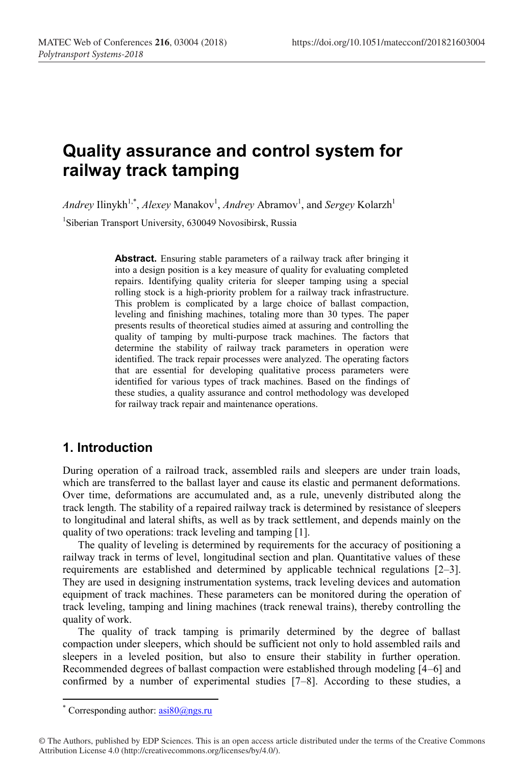# Quality assurance and control system for railway track tamping

*Andrey* Ilinykh[1,*], *Alexey* Manakov[1], *Andrey* Abramov[1], and *Sergey* Kolarzh[1]

[1]Siberian Transport University, 630049 Novosibirsk, Russia

**Abstract.** Ensuring stable parameters of a railway track after bringing it into a design position is a key measure of quality for evaluating completed repairs. Identifying quality criteria for sleeper tamping using a special rolling stock is a high-priority problem for a railway track infrastructure. This problem is complicated by a large choice of ballast compaction, leveling and finishing machines, totaling more than 30 types. The paper presents results of theoretical studies aimed at assuring and controlling the quality of tamping by multi-purpose track machines. The factors that determine the stability of railway track parameters in operation were identified. The track repair processes were analyzed. The operating factors that are essential for developing qualitative process parameters were identified for various types of track machines. Based on the findings of these studies, a quality assurance and control methodology was developed for railway track repair and maintenance operations.

## 1. Introduction

During operation of a railroad track, assembled rails and sleepers are under train loads, which are transferred to the ballast layer and cause its elastic and permanent deformations. Over time, deformations are accumulated and, as a rule, unevenly distributed along the track length. The stability of a repaired railway track is determined by resistance of sleepers to longitudinal and lateral shifts, as well as by track settlement, and depends mainly on the quality of two operations: track leveling and tamping [1].

The quality of leveling is determined by requirements for the accuracy of positioning a railway track in terms of level, longitudinal section and plan. Quantitative values of these requirements are established and determined by applicable technical regulations [2–3]. They are used in designing instrumentation systems, track leveling devices and automation equipment of track machines. These parameters can be monitored during the operation of track leveling, tamping and lining machines (track renewal trains), thereby controlling the quality of work.

The quality of track tamping is primarily determined by the degree of ballast compaction under sleepers, which should be sufficient not only to hold assembled rails and sleepers in a leveled position, but also to ensure their stability in further operation. Recommended degrees of ballast compaction were established through modeling [4–6] and confirmed by a number of experimental studies [7–8]. According to these studies, a

* Corresponding author: asi80@ngs.ru

© The Authors, published by EDP Sciences. This is an open access article distributed under the terms of the Creative Commons Attribution License 4.0 (http://creativecommons.org/licenses/by/4.0/).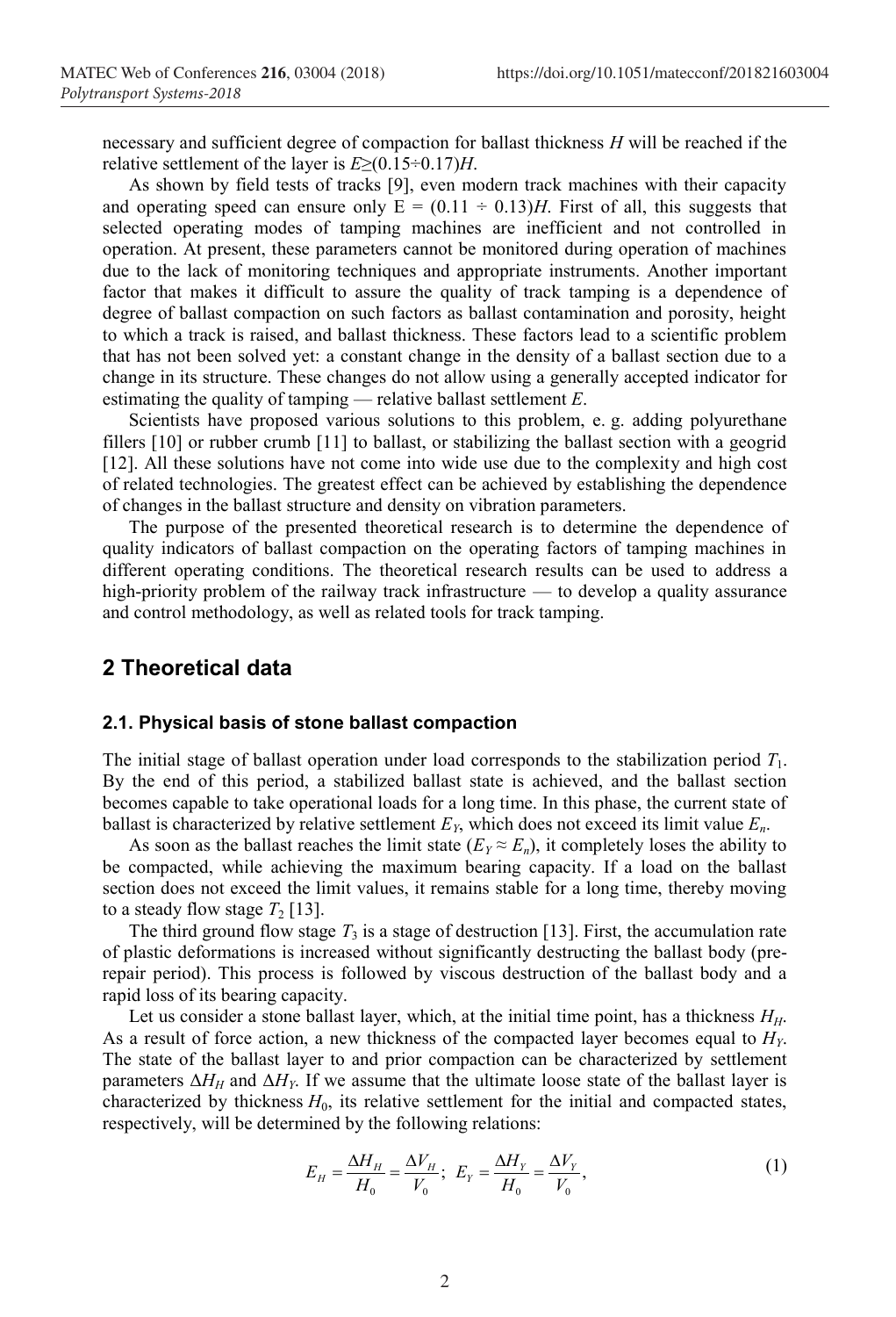necessary and sufficient degree of compaction for ballast thickness $H$ will be reached if the relative settlement of the layer is $E \geq (0.15 \div 0.17)H$.

As shown by field tests of tracks [9], even modern track machines with their capacity and operating speed can ensure only $E = (0.11 \div 0.13)H$. First of all, this suggests that selected operating modes of tamping machines are inefficient and not controlled in operation. At present, these parameters cannot be monitored during operation of machines due to the lack of monitoring techniques and appropriate instruments. Another important factor that makes it difficult to assure the quality of track tamping is a dependence of degree of ballast compaction on such factors as ballast contamination and porosity, height to which a track is raised, and ballast thickness. These factors lead to a scientific problem that has not been solved yet: a constant change in the density of a ballast section due to a change in its structure. These changes do not allow using a generally accepted indicator for estimating the quality of tamping — relative ballast settlement $E$.

Scientists have proposed various solutions to this problem, e. g. adding polyurethane fillers [10] or rubber crumb [11] to ballast, or stabilizing the ballast section with a geogrid [12]. All these solutions have not come into wide use due to the complexity and high cost of related technologies. The greatest effect can be achieved by establishing the dependence of changes in the ballast structure and density on vibration parameters.

The purpose of the presented theoretical research is to determine the dependence of quality indicators of ballast compaction on the operating factors of tamping machines in different operating conditions. The theoretical research results can be used to address a high-priority problem of the railway track infrastructure — to develop a quality assurance and control methodology, as well as related tools for track tamping.

## 2 Theoretical data

### 2.1. Physical basis of stone ballast compaction

The initial stage of ballast operation under load corresponds to the stabilization period $T_1$. By the end of this period, a stabilized ballast state is achieved, and the ballast section becomes capable to take operational loads for a long time. In this phase, the current state of ballast is characterized by relative settlement $E_Y$, which does not exceed its limit value $E_n$.

As soon as the ballast reaches the limit state ($E_Y \approx E_n$), it completely loses the ability to be compacted, while achieving the maximum bearing capacity. If a load on the ballast section does not exceed the limit values, it remains stable for a long time, thereby moving to a steady flow stage $T_2$ [13].

The third ground flow stage $T_3$ is a stage of destruction [13]. First, the accumulation rate of plastic deformations is increased without significantly destructing the ballast body (pre-repair period). This process is followed by viscous destruction of the ballast body and a rapid loss of its bearing capacity.

Let us consider a stone ballast layer, which, at the initial time point, has a thickness $H_H$. As a result of force action, a new thickness of the compacted layer becomes equal to $H_Y$. The state of the ballast layer to and prior compaction can be characterized by settlement parameters $\Delta H_H$ and $\Delta H_Y$. If we assume that the ultimate loose state of the ballast layer is characterized by thickness $H_0$, its relative settlement for the initial and compacted states, respectively, will be determined by the following relations:

$$E_H = \frac{\Delta H_H}{H_0} = \frac{\Delta V_H}{V_0}; \; E_Y = \frac{\Delta H_Y}{H_0} = \frac{\Delta V_Y}{V_0}, \tag{1}$$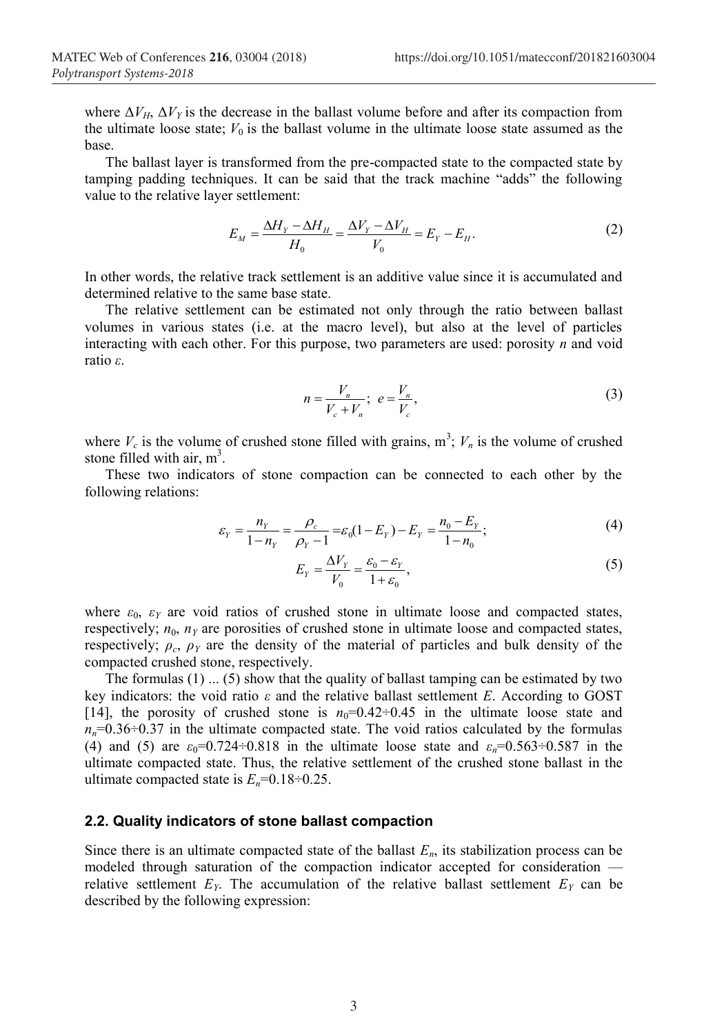where $\Delta V_H$, $\Delta V_Y$ is the decrease in the ballast volume before and after its compaction from the ultimate loose state; $V_0$ is the ballast volume in the ultimate loose state assumed as the base.

The ballast layer is transformed from the pre-compacted state to the compacted state by tamping padding techniques. It can be said that the track machine "adds" the following value to the relative layer settlement:

$$E_M = \frac{\Delta H_Y - \Delta H_H}{H_0} = \frac{\Delta V_Y - \Delta V_H}{V_0} = E_Y - E_H. \tag{2}$$

In other words, the relative track settlement is an additive value since it is accumulated and determined relative to the same base state.

The relative settlement can be estimated not only through the ratio between ballast volumes in various states (i.e. at the macro level), but also at the level of particles interacting with each other. For this purpose, two parameters are used: porosity $n$ and void ratio $\varepsilon$.

$$n = \frac{V_n}{V_c + V_n}; \; e = \frac{V_n}{V_c}, \tag{3}$$

where $V_c$ is the volume of crushed stone filled with grains, $m^3$; $V_n$ is the volume of crushed stone filled with air, $m^3$.

These two indicators of stone compaction can be connected to each other by the following relations:

$$\varepsilon_Y = \frac{n_Y}{1 - n_Y} = \frac{\rho_c}{\rho_Y - 1} = \varepsilon_0(1 - E_Y) - E_Y = \frac{n_0 - E_Y}{1 - n_0}; \tag{4}$$

$$E_Y = \frac{\Delta V_Y}{V_0} = \frac{\varepsilon_0 - \varepsilon_Y}{1 + \varepsilon_0}, \tag{5}$$

where $\varepsilon_0$, $\varepsilon_Y$ are void ratios of crushed stone in ultimate loose and compacted states, respectively; $n_0$, $n_Y$ are porosities of crushed stone in ultimate loose and compacted states, respectively; $\rho_c$, $\rho_Y$ are the density of the material of particles and bulk density of the compacted crushed stone, respectively.

The formulas (1) ... (5) show that the quality of ballast tamping can be estimated by two key indicators: the void ratio $\varepsilon$ and the relative ballast settlement $E$. According to GOST [14], the porosity of crushed stone is $n_0$=0.42÷0.45 in the ultimate loose state and $n_n$=0.36÷0.37 in the ultimate compacted state. The void ratios calculated by the formulas (4) and (5) are $\varepsilon_0$=0.724÷0.818 in the ultimate loose state and $\varepsilon_n$=0.563÷0.587 in the ultimate compacted state. Thus, the relative settlement of the crushed stone ballast in the ultimate compacted state is $E_n$=0.18÷0.25.

## 2.2. Quality indicators of stone ballast compaction

Since there is an ultimate compacted state of the ballast $E_n$, its stabilization process can be modeled through saturation of the compaction indicator accepted for consideration — relative settlement $E_Y$. The accumulation of the relative ballast settlement $E_Y$ can be described by the following expression: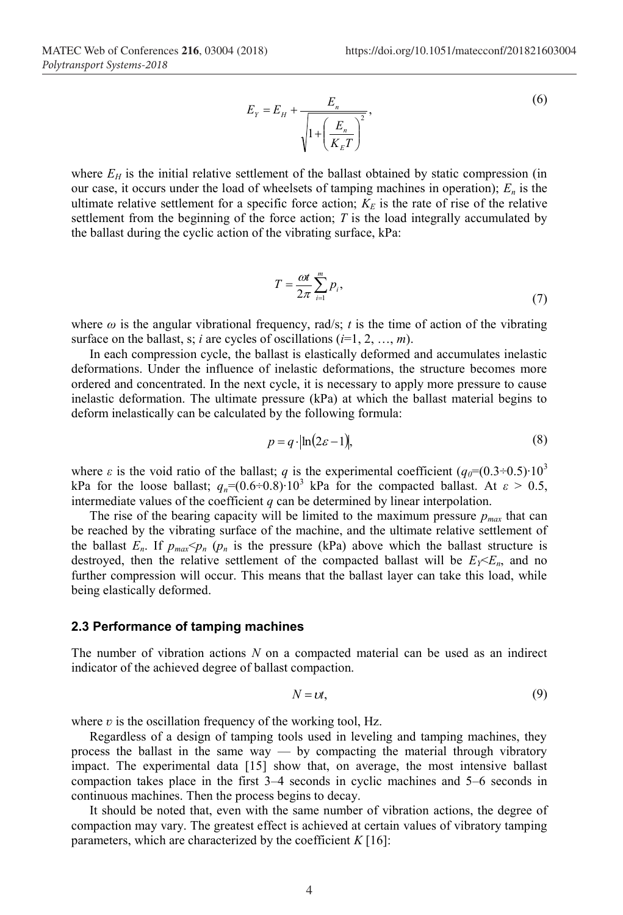$$E_Y = E_H + \frac{E_n}{\sqrt{1+\left(\frac{E_n}{K_E T}\right)^2}}, \tag{6}$$

where $E_H$ is the initial relative settlement of the ballast obtained by static compression (in our case, it occurs under the load of wheelsets of tamping machines in operation); $E_n$ is the ultimate relative settlement for a specific force action; $K_E$ is the rate of rise of the relative settlement from the beginning of the force action; $T$ is the load integrally accumulated by the ballast during the cyclic action of the vibrating surface, kPa:

$$T = \frac{\omega t}{2\pi}\sum_{i=1}^{m} p_i, \tag{7}$$

where $\omega$ is the angular vibrational frequency, rad/s; $t$ is the time of action of the vibrating surface on the ballast, s; $i$ are cycles of oscillations ($i$=1, 2, …, $m$).

In each compression cycle, the ballast is elastically deformed and accumulates inelastic deformations. Under the influence of inelastic deformations, the structure becomes more ordered and concentrated. In the next cycle, it is necessary to apply more pressure to cause inelastic deformation. The ultimate pressure (kPa) at which the ballast material begins to deform inelastically can be calculated by the following formula:

$$p = q\cdot\left|\ln(2\varepsilon - 1)\right|, \tag{8}$$

where $\varepsilon$ is the void ratio of the ballast; $q$ is the experimental coefficient ($q_0$=(0.3÷0.5)·$10^3$ kPa for the loose ballast; $q_n$=(0.6÷0.8)·$10^3$ kPa for the compacted ballast. At $\varepsilon > 0.5$, intermediate values of the coefficient $q$ can be determined by linear interpolation.

The rise of the bearing capacity will be limited to the maximum pressure $p_{max}$ that can be reached by the vibrating surface of the machine, and the ultimate relative settlement of the ballast $E_n$. If $p_{max}$<$p_n$ ($p_n$ is the pressure (kPa) above which the ballast structure is destroyed, then the relative settlement of the compacted ballast will be $E_Y$<$E_n$, and no further compression will occur. This means that the ballast layer can take this load, while being elastically deformed.

### 2.3 Performance of tamping machines

The number of vibration actions $N$ on a compacted material can be used as an indirect indicator of the achieved degree of ballast compaction.

$$N = \upsilon t, \tag{9}$$

where $\upsilon$ is the oscillation frequency of the working tool, Hz.

Regardless of a design of tamping tools used in leveling and tamping machines, they process the ballast in the same way — by compacting the material through vibratory impact. The experimental data [15] show that, on average, the most intensive ballast compaction takes place in the first 3–4 seconds in cyclic machines and 5–6 seconds in continuous machines. Then the process begins to decay.

It should be noted that, even with the same number of vibration actions, the degree of compaction may vary. The greatest effect is achieved at certain values of vibratory tamping parameters, which are characterized by the coefficient $K$ [16]: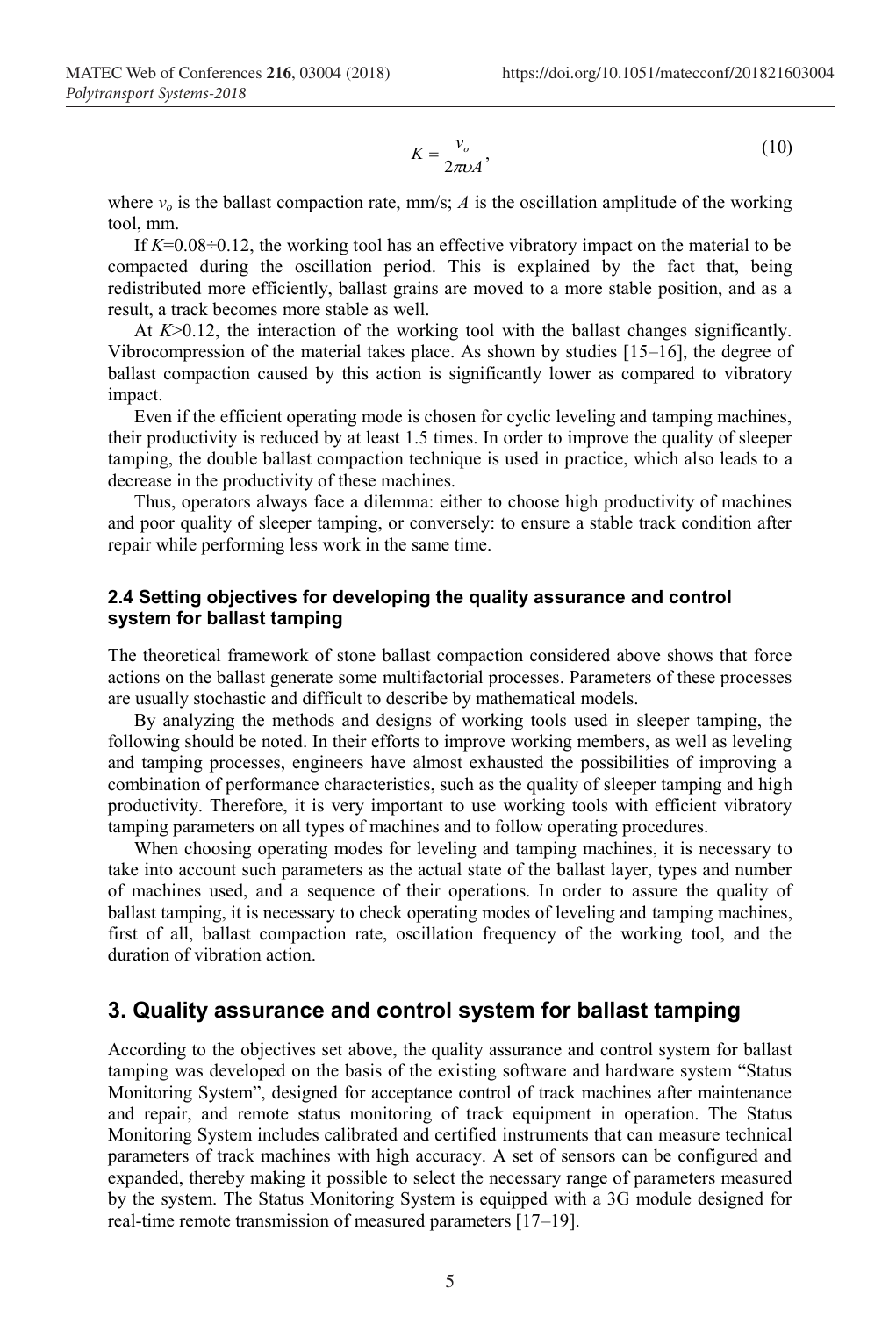$$K = \frac{v_o}{2\pi \upsilon A}, \tag{10}$$

where $v_o$ is the ballast compaction rate, mm/s; $A$ is the oscillation amplitude of the working tool, mm.

If $K$=0.08÷0.12, the working tool has an effective vibratory impact on the material to be compacted during the oscillation period. This is explained by the fact that, being redistributed more efficiently, ballast grains are moved to a more stable position, and as a result, a track becomes more stable as well.

At $K$>0.12, the interaction of the working tool with the ballast changes significantly. Vibrocompression of the material takes place. As shown by studies [15–16], the degree of ballast compaction caused by this action is significantly lower as compared to vibratory impact.

Even if the efficient operating mode is chosen for cyclic leveling and tamping machines, their productivity is reduced by at least 1.5 times. In order to improve the quality of sleeper tamping, the double ballast compaction technique is used in practice, which also leads to a decrease in the productivity of these machines.

Thus, operators always face a dilemma: either to choose high productivity of machines and poor quality of sleeper tamping, or conversely: to ensure a stable track condition after repair while performing less work in the same time.

### 2.4 Setting objectives for developing the quality assurance and control system for ballast tamping

The theoretical framework of stone ballast compaction considered above shows that force actions on the ballast generate some multifactorial processes. Parameters of these processes are usually stochastic and difficult to describe by mathematical models.

By analyzing the methods and designs of working tools used in sleeper tamping, the following should be noted. In their efforts to improve working members, as well as leveling and tamping processes, engineers have almost exhausted the possibilities of improving a combination of performance characteristics, such as the quality of sleeper tamping and high productivity. Therefore, it is very important to use working tools with efficient vibratory tamping parameters on all types of machines and to follow operating procedures.

When choosing operating modes for leveling and tamping machines, it is necessary to take into account such parameters as the actual state of the ballast layer, types and number of machines used, and a sequence of their operations. In order to assure the quality of ballast tamping, it is necessary to check operating modes of leveling and tamping machines, first of all, ballast compaction rate, oscillation frequency of the working tool, and the duration of vibration action.

## 3. Quality assurance and control system for ballast tamping

According to the objectives set above, the quality assurance and control system for ballast tamping was developed on the basis of the existing software and hardware system "Status Monitoring System", designed for acceptance control of track machines after maintenance and repair, and remote status monitoring of track equipment in operation. The Status Monitoring System includes calibrated and certified instruments that can measure technical parameters of track machines with high accuracy. A set of sensors can be configured and expanded, thereby making it possible to select the necessary range of parameters measured by the system. The Status Monitoring System is equipped with a 3G module designed for real-time remote transmission of measured parameters [17–19].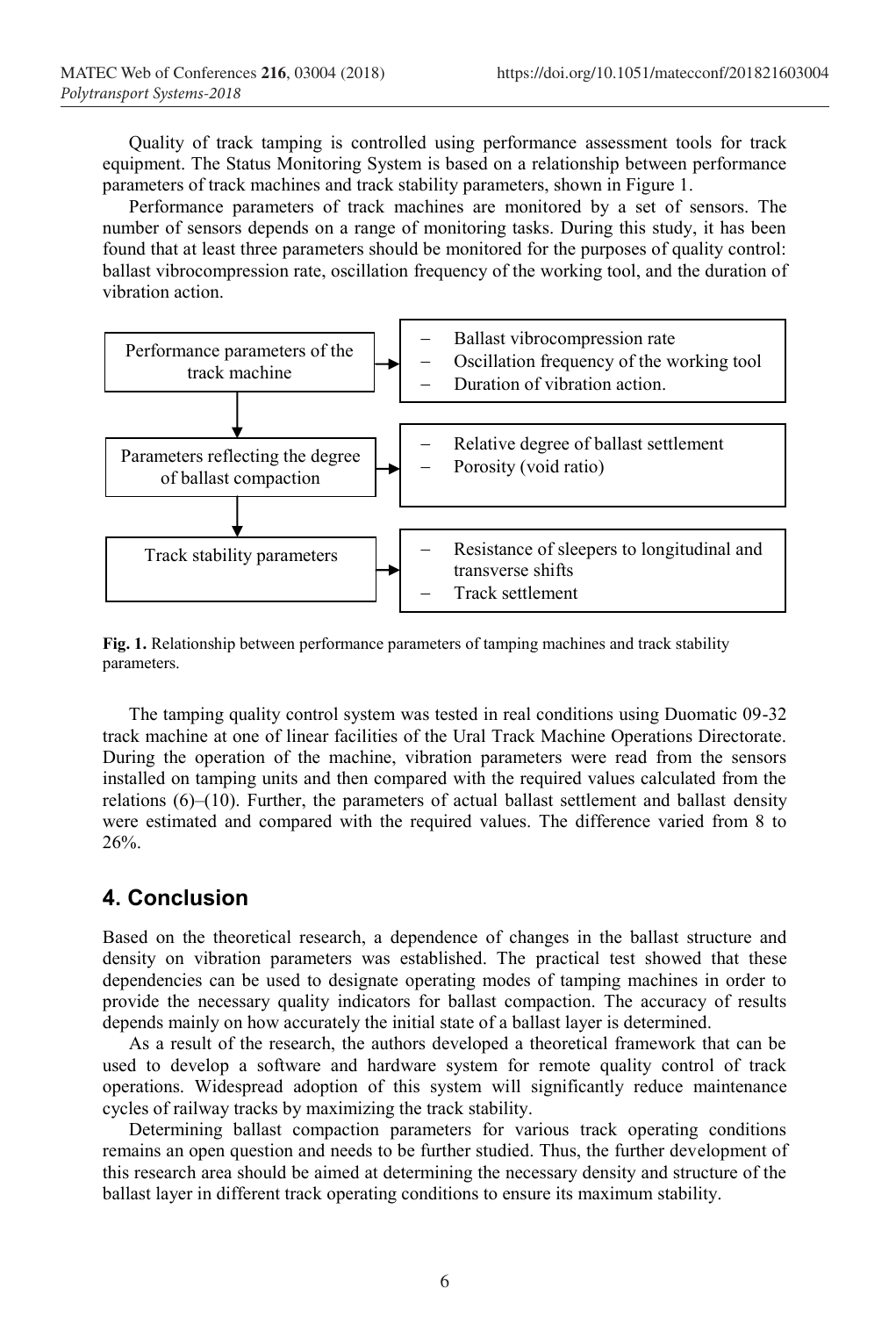Quality of track tamping is controlled using performance assessment tools for track equipment. The Status Monitoring System is based on a relationship between performance parameters of track machines and track stability parameters, shown in Figure 1.

Performance parameters of track machines are monitored by a set of sensors. The number of sensors depends on a range of monitoring tasks. During this study, it has been found that at least three parameters should be monitored for the purposes of quality control: ballast vibrocompression rate, oscillation frequency of the working tool, and the duration of vibration action.

Performance parameters of the track machine →
- Ballast vibrocompression rate
- Oscillation frequency of the working tool
- Duration of vibration action.

↓

Parameters reflecting the degree of ballast compaction →
- Relative degree of ballast settlement
- Porosity (void ratio)

↓

Track stability parameters →
- Resistance of sleepers to longitudinal and transverse shifts
- Track settlement

**Fig. 1.** Relationship between performance parameters of tamping machines and track stability parameters.

The tamping quality control system was tested in real conditions using Duomatic 09-32 track machine at one of linear facilities of the Ural Track Machine Operations Directorate. During the operation of the machine, vibration parameters were read from the sensors installed on tamping units and then compared with the required values calculated from the relations (6)–(10). Further, the parameters of actual ballast settlement and ballast density were estimated and compared with the required values. The difference varied from 8 to 26%.

## 4. Conclusion

Based on the theoretical research, a dependence of changes in the ballast structure and density on vibration parameters was established. The practical test showed that these dependencies can be used to designate operating modes of tamping machines in order to provide the necessary quality indicators for ballast compaction. The accuracy of results depends mainly on how accurately the initial state of a ballast layer is determined.

As a result of the research, the authors developed a theoretical framework that can be used to develop a software and hardware system for remote quality control of track operations. Widespread adoption of this system will significantly reduce maintenance cycles of railway tracks by maximizing the track stability.

Determining ballast compaction parameters for various track operating conditions remains an open question and needs to be further studied. Thus, the further development of this research area should be aimed at determining the necessary density and structure of the ballast layer in different track operating conditions to ensure its maximum stability.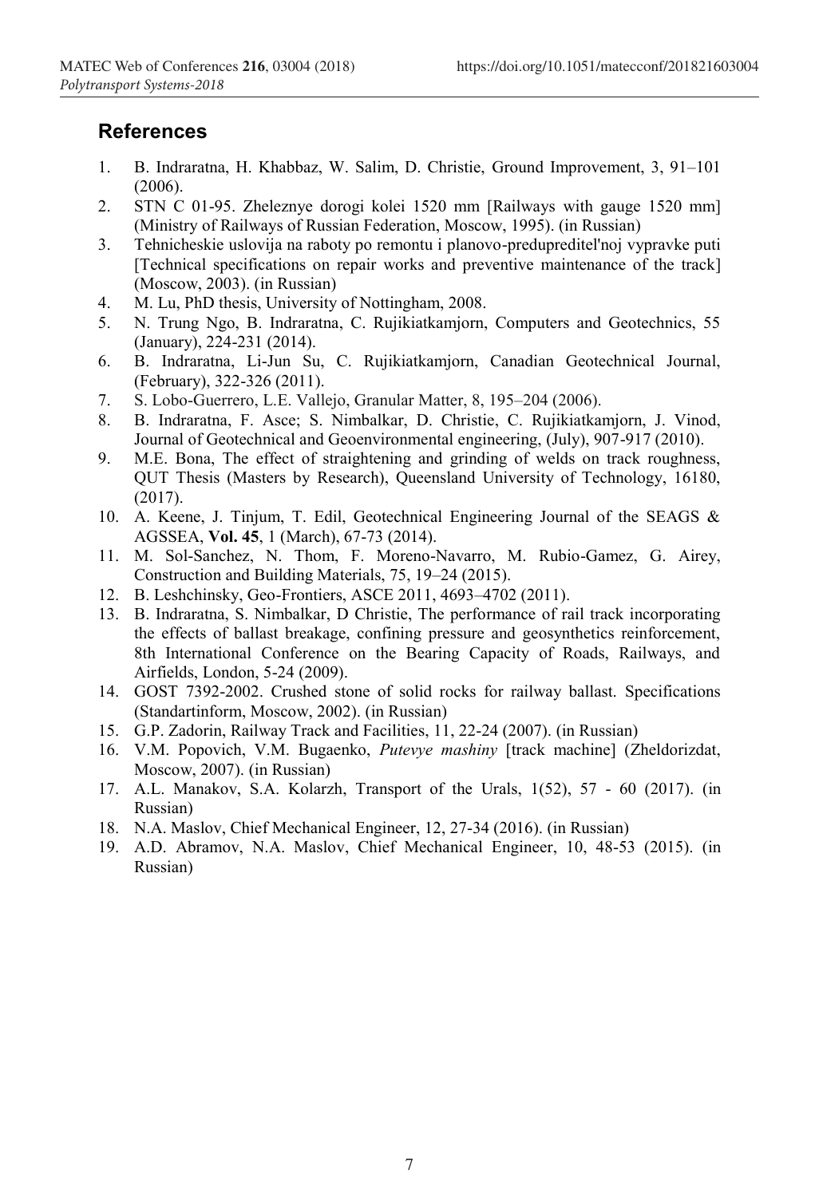## References

1. B. Indraratna, H. Khabbaz, W. Salim, D. Christie, Ground Improvement, 3, 91–101 (2006).
2. STN C 01-95. Zheleznye dorogi kolei 1520 mm [Railways with gauge 1520 mm] (Ministry of Railways of Russian Federation, Moscow, 1995). (in Russian)
3. Tehnicheskie uslovija na raboty po remontu i planovo-predupreditel'noj vypravke puti [Technical specifications on repair works and preventive maintenance of the track] (Moscow, 2003). (in Russian)
4. M. Lu, PhD thesis, University of Nottingham, 2008.
5. N. Trung Ngo, B. Indraratna, C. Rujikiatkamjorn, Computers and Geotechnics, 55 (January), 224-231 (2014).
6. B. Indraratna, Li-Jun Su, C. Rujikiatkamjorn, Canadian Geotechnical Journal, (February), 322-326 (2011).
7. S. Lobo-Guerrero, L.E. Vallejo, Granular Matter, 8, 195–204 (2006).
8. B. Indraratna, F. Asce; S. Nimbalkar, D. Christie, C. Rujikiatkamjorn, J. Vinod, Journal of Geotechnical and Geoenvironmental engineering, (July), 907-917 (2010).
9. M.E. Bona, The effect of straightening and grinding of welds on track roughness, QUT Thesis (Masters by Research), Queensland University of Technology, 16180, (2017).
10. A. Keene, J. Tinjum, T. Edil, Geotechnical Engineering Journal of the SEAGS & AGSSEA, **Vol. 45**, 1 (March), 67-73 (2014).
11. M. Sol-Sanchez, N. Thom, F. Moreno-Navarro, M. Rubio-Gamez, G. Airey, Construction and Building Materials, 75, 19–24 (2015).
12. B. Leshchinsky, Geo-Frontiers, ASCE 2011, 4693–4702 (2011).
13. B. Indraratna, S. Nimbalkar, D Christie, The performance of rail track incorporating the effects of ballast breakage, confining pressure and geosynthetics reinforcement, 8th International Conference on the Bearing Capacity of Roads, Railways, and Airfields, London, 5-24 (2009).
14. GOST 7392-2002. Crushed stone of solid rocks for railway ballast. Specifications (Standartinform, Moscow, 2002). (in Russian)
15. G.P. Zadorin, Railway Track and Facilities, 11, 22-24 (2007). (in Russian)
16. V.M. Popovich, V.M. Bugaenko, *Putevye mashiny* [track machine] (Zheldorizdat, Moscow, 2007). (in Russian)
17. A.L. Manakov, S.A. Kolarzh, Transport of the Urals, 1(52), 57 - 60 (2017). (in Russian)
18. N.A. Maslov, Chief Mechanical Engineer, 12, 27-34 (2016). (in Russian)
19. A.D. Abramov, N.A. Maslov, Chief Mechanical Engineer, 10, 48-53 (2015). (in Russian)